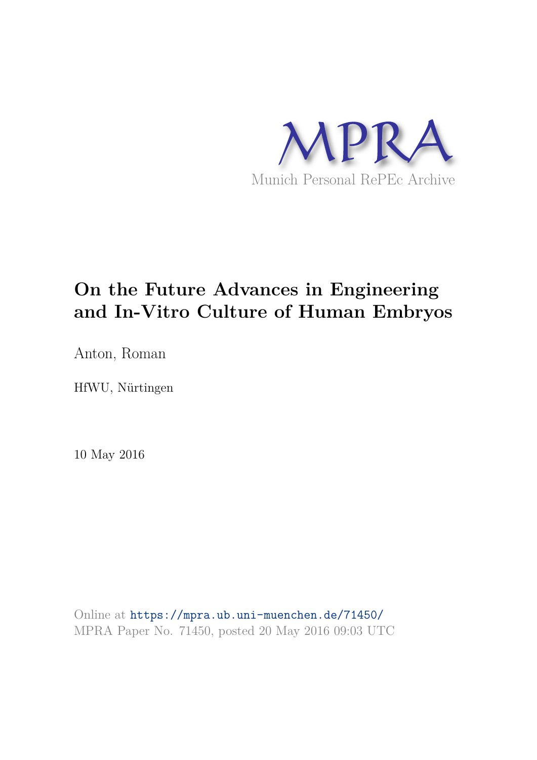MPRA

Munich Personal RePEc Archive

# On the Future Advances in Engineering and In-Vitro Culture of Human Embryos

Anton, Roman

HfWU, Nürtingen

10 May 2016

Online at https://mpra.ub.uni-muenchen.de/71450/
MPRA Paper No. 71450, posted 20 May 2016 09:03 UTC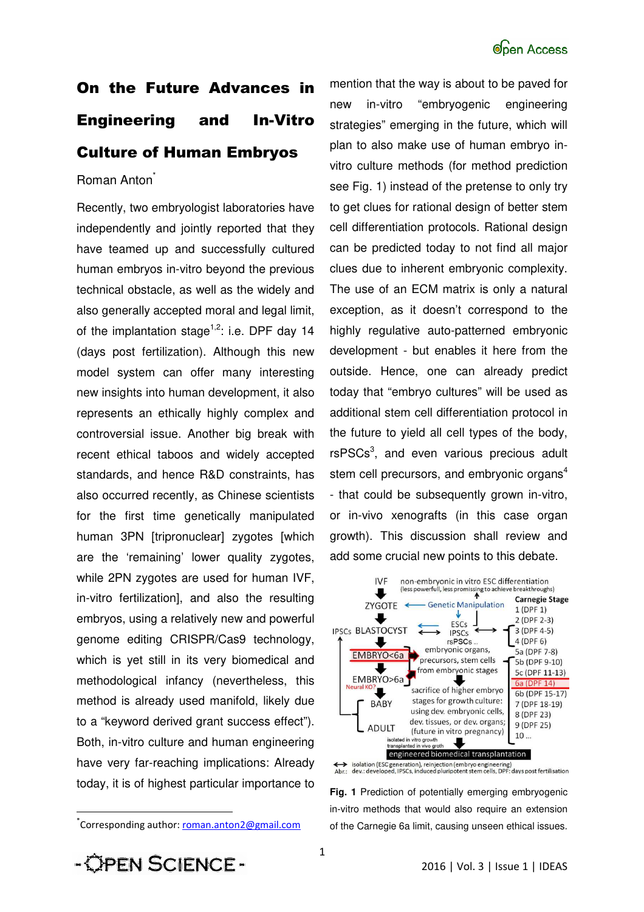# On the Future Advances in Engineering and In-Vitro Culture of Human Embryos

Roman Anton*

Recently, two embryologist laboratories have independently and jointly reported that they have teamed up and successfully cultured human embryos in-vitro beyond the previous technical obstacle, as well as the widely and also generally accepted moral and legal limit, of the implantation stage[1,2]: i.e. DPF day 14 (days post fertilization). Although this new model system can offer many interesting new insights into human development, it also represents an ethically highly complex and controversial issue. Another big break with recent ethical taboos and widely accepted standards, and hence R&D constraints, has also occurred recently, as Chinese scientists for the first time genetically manipulated human 3PN [tripronuclear] zygotes [which are the 'remaining' lower quality zygotes, while 2PN zygotes are used for human IVF, in-vitro fertilization], and also the resulting embryos, using a relatively new and powerful genome editing CRISPR/Cas9 technology, which is yet still in its very biomedical and methodological infancy (nevertheless, this method is already used manifold, likely due to a "keyword derived grant success effect"). Both, in-vitro culture and human engineering have very far-reaching implications: Already today, it is of highest particular importance to mention that the way is about to be paved for new in-vitro "embryogenic engineering strategies" emerging in the future, which will plan to also make use of human embryo in-vitro culture methods (for method prediction see Fig. 1) instead of the pretense to only try to get clues for rational design of better stem cell differentiation protocols. Rational design can be predicted today to not find all major clues due to inherent embryonic complexity. The use of an ECM matrix is only a natural exception, as it doesn't correspond to the highly regulative auto-patterned embryonic development - but enables it here from the outside. Hence, one can already predict today that "embryo cultures" will be used as additional stem cell differentiation protocol in the future to yield all cell types of the body, rsPSCs[3], and even various precious adult stem cell precursors, and embryonic organs[4] - that could be subsequently grown in-vitro, or in-vivo xenografts (in this case organ growth). This discussion shall review and add some crucial new points to this debate.

**Fig. 1** Prediction of potentially emerging embryogenic in-vitro methods that would also require an extension of the Carnegie 6a limit, causing unseen ethical issues.

*Corresponding author: roman.anton2@gmail.com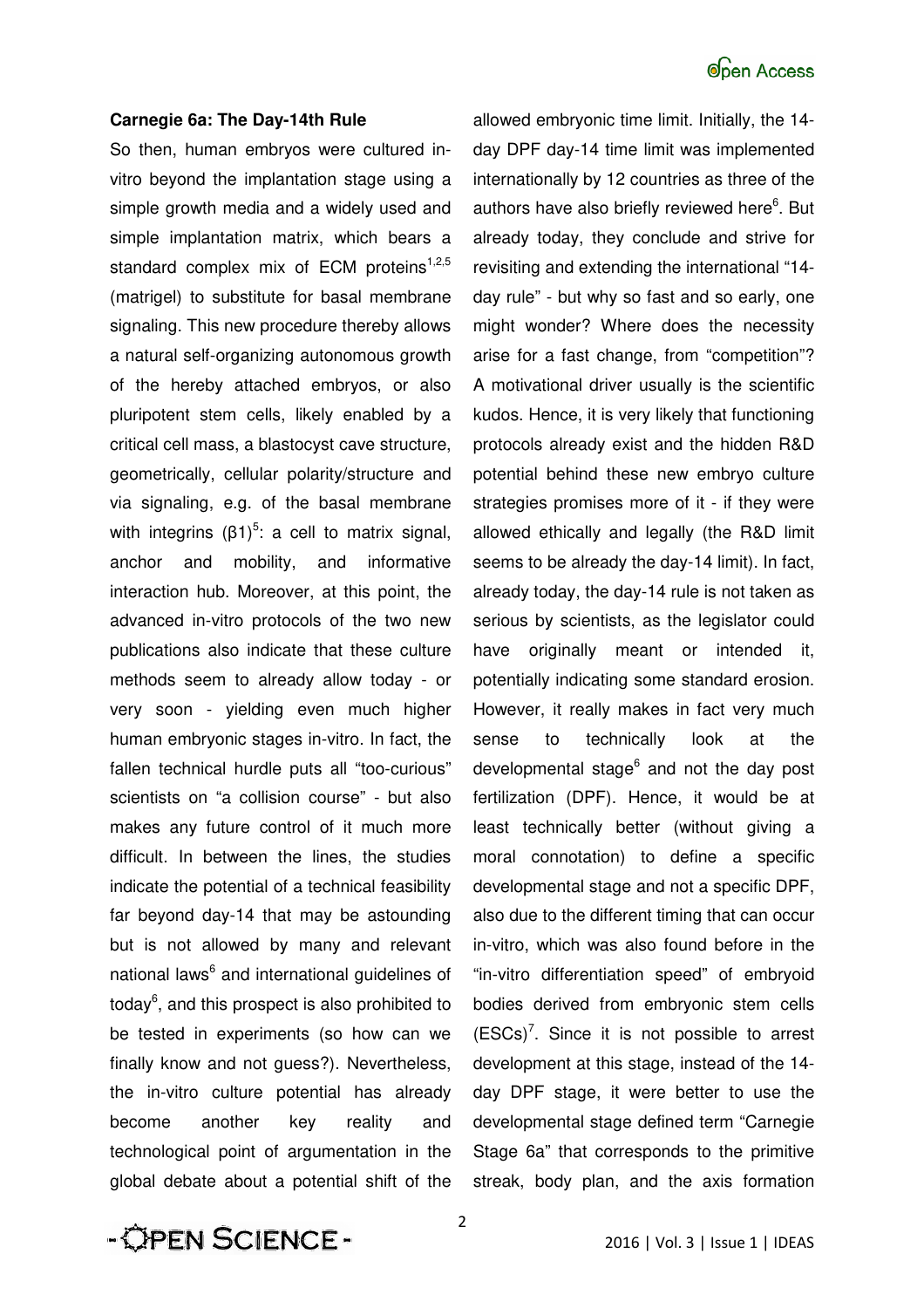**Carnegie 6a: The Day-14th Rule**

So then, human embryos were cultured in-vitro beyond the implantation stage using a simple growth media and a widely used and simple implantation matrix, which bears a standard complex mix of ECM proteins[1,2,5] (matrigel) to substitute for basal membrane signaling. This new procedure thereby allows a natural self-organizing autonomous growth of the hereby attached embryos, or also pluripotent stem cells, likely enabled by a critical cell mass, a blastocyst cave structure, geometrically, cellular polarity/structure and via signaling, e.g. of the basal membrane with integrins (β1)[5]: a cell to matrix signal, anchor and mobility, and informative interaction hub. Moreover, at this point, the advanced in-vitro protocols of the two new publications also indicate that these culture methods seem to already allow today - or very soon - yielding even much higher human embryonic stages in-vitro. In fact, the fallen technical hurdle puts all "too-curious" scientists on "a collision course" - but also makes any future control of it much more difficult. In between the lines, the studies indicate the potential of a technical feasibility far beyond day-14 that may be astounding but is not allowed by many and relevant national laws[6] and international guidelines of today[6], and this prospect is also prohibited to be tested in experiments (so how can we finally know and not guess?). Nevertheless, the in-vitro culture potential has already become another key reality and technological point of argumentation in the global debate about a potential shift of the allowed embryonic time limit. Initially, the 14-day DPF day-14 time limit was implemented internationally by 12 countries as three of the authors have also briefly reviewed here[6]. But already today, they conclude and strive for revisiting and extending the international "14-day rule" - but why so fast and so early, one might wonder? Where does the necessity arise for a fast change, from "competition"? A motivational driver usually is the scientific kudos. Hence, it is very likely that functioning protocols already exist and the hidden R&D potential behind these new embryo culture strategies promises more of it - if they were allowed ethically and legally (the R&D limit seems to be already the day-14 limit). In fact, already today, the day-14 rule is not taken as serious by scientists, as the legislator could have originally meant or intended it, potentially indicating some standard erosion. However, it really makes in fact very much sense to technically look at the developmental stage[6] and not the day post fertilization (DPF). Hence, it would be at least technically better (without giving a moral connotation) to define a specific developmental stage and not a specific DPF, also due to the different timing that can occur in-vitro, which was also found before in the "in-vitro differentiation speed" of embryoid bodies derived from embryonic stem cells (ESCs)[7]. Since it is not possible to arrest development at this stage, instead of the 14-day DPF stage, it were better to use the developmental stage defined term "Carnegie Stage 6a" that corresponds to the primitive streak, body plan, and the axis formation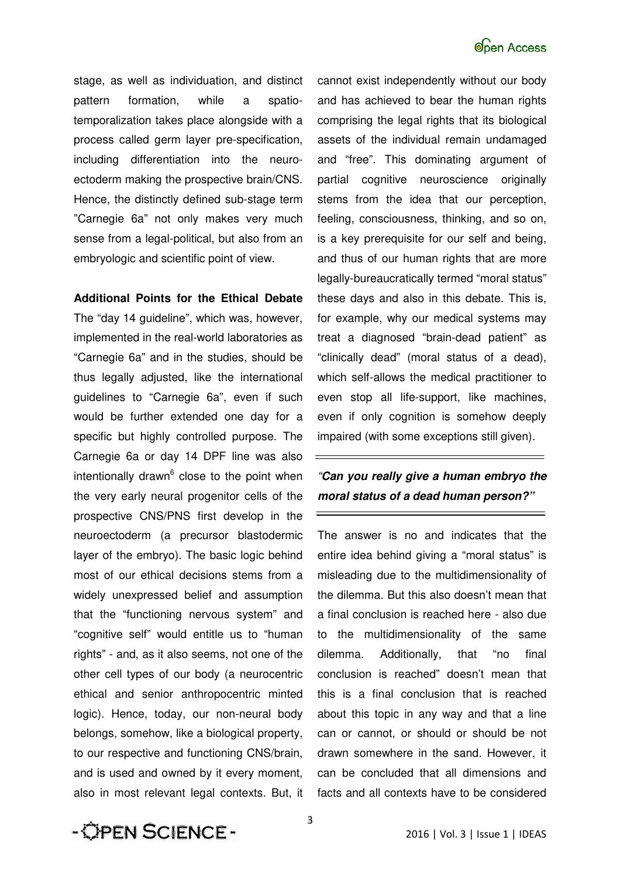stage, as well as individuation, and distinct pattern formation, while a spatio-temporalization takes place alongside with a process called germ layer pre-specification, including differentiation into the neuro-ectoderm making the prospective brain/CNS. Hence, the distinctly defined sub-stage term "Carnegie 6a" not only makes very much sense from a legal-political, but also from an embryologic and scientific point of view.

**Additional Points for the Ethical Debate**

The "day 14 guideline", which was, however, implemented in the real-world laboratories as "Carnegie 6a" and in the studies, should be thus legally adjusted, like the international guidelines to "Carnegie 6a", even if such would be further extended one day for a specific but highly controlled purpose. The Carnegie 6a or day 14 DPF line was also intentionally drawn[6] close to the point when the very early neural progenitor cells of the prospective CNS/PNS first develop in the neuroectoderm (a precursor blastodermic layer of the embryo). The basic logic behind most of our ethical decisions stems from a widely unexpressed belief and assumption that the "functioning nervous system" and "cognitive self" would entitle us to "human rights" - and, as it also seems, not one of the other cell types of our body (a neurocentric ethical and senior anthropocentric minted logic). Hence, today, our non-neural body belongs, somehow, like a biological property, to our respective and functioning CNS/brain, and is used and owned by it every moment, also in most relevant legal contexts. But, it cannot exist independently without our body and has achieved to bear the human rights comprising the legal rights that its biological assets of the individual remain undamaged and "free". This dominating argument of partial cognitive neuroscience originally stems from the idea that our perception, feeling, consciousness, thinking, and so on, is a key prerequisite for our self and being, and thus of our human rights that are more legally-bureaucratically termed "moral status" these days and also in this debate. This is, for example, why our medical systems may treat a diagnosed "brain-dead patient" as "clinically dead" (moral status of a dead), which self-allows the medical practitioner to even stop all life-support, like machines, even if only cognition is somehow deeply impaired (with some exceptions still given).

*"**Can you really give a human embryo the moral status of a dead human person?**"*

The answer is no and indicates that the entire idea behind giving a "moral status" is misleading due to the multidimensionality of the dilemma. But this also doesn't mean that a final conclusion is reached here - also due to the multidimensionality of the same dilemma. Additionally, that "no final conclusion is reached" doesn't mean that this is a final conclusion that is reached about this topic in any way and that a line can or cannot, or should or should be not drawn somewhere in the sand. However, it can be concluded that all dimensions and facts and all contexts have to be considered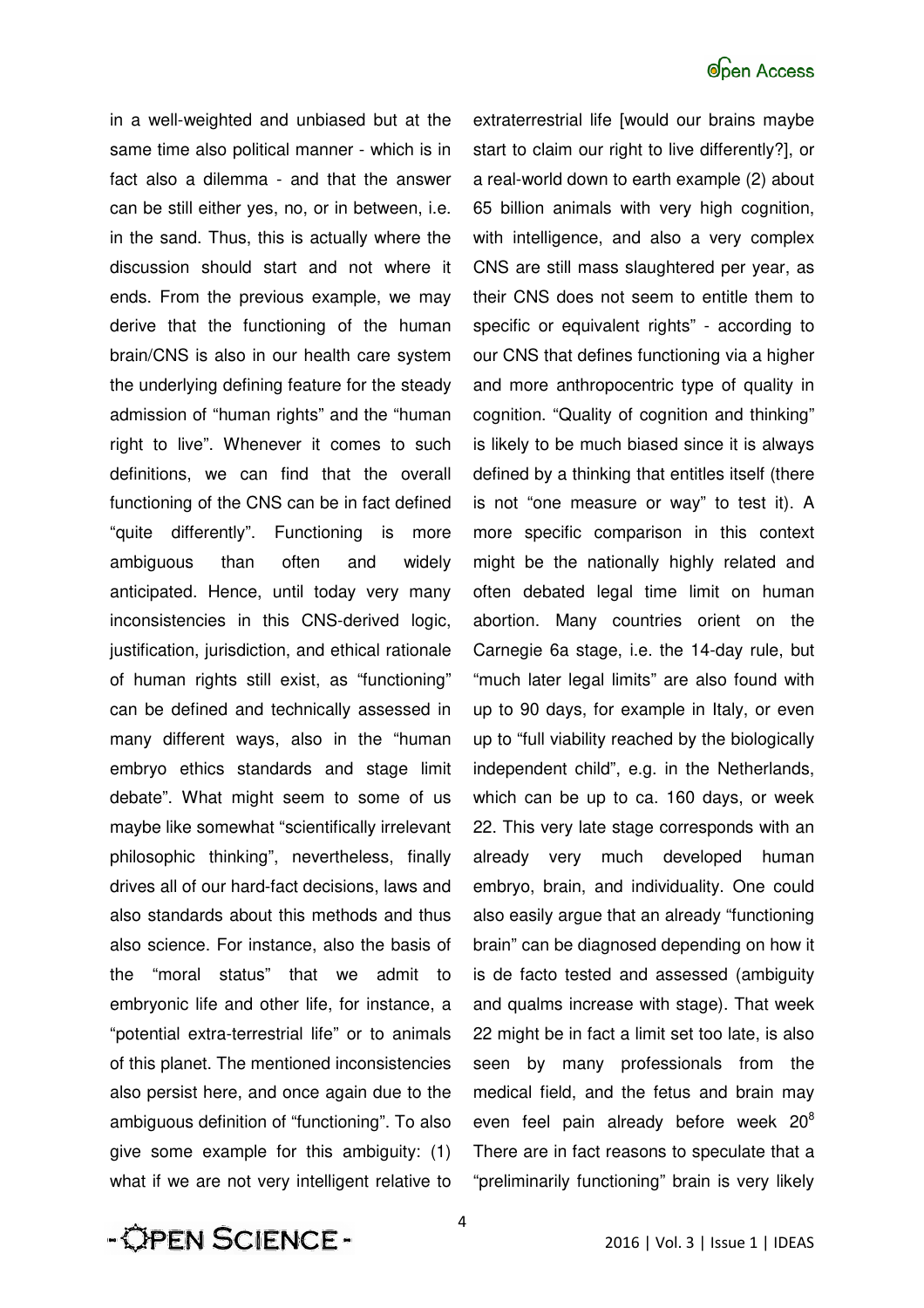in a well-weighted and unbiased but at the same time also political manner - which is in fact also a dilemma - and that the answer can be still either yes, no, or in between, i.e. in the sand. Thus, this is actually where the discussion should start and not where it ends. From the previous example, we may derive that the functioning of the human brain/CNS is also in our health care system the underlying defining feature for the steady admission of "human rights" and the "human right to live". Whenever it comes to such definitions, we can find that the overall functioning of the CNS can be in fact defined "quite differently". Functioning is more ambiguous than often and widely anticipated. Hence, until today very many inconsistencies in this CNS-derived logic, justification, jurisdiction, and ethical rationale of human rights still exist, as "functioning" can be defined and technically assessed in many different ways, also in the "human embryo ethics standards and stage limit debate". What might seem to some of us maybe like somewhat "scientifically irrelevant philosophic thinking", nevertheless, finally drives all of our hard-fact decisions, laws and also standards about this methods and thus also science. For instance, also the basis of the "moral status" that we admit to embryonic life and other life, for instance, a "potential extra-terrestrial life" or to animals of this planet. The mentioned inconsistencies also persist here, and once again due to the ambiguous definition of "functioning". To also give some example for this ambiguity: (1) what if we are not very intelligent relative to extraterrestrial life [would our brains maybe start to claim our right to live differently?], or a real-world down to earth example (2) about 65 billion animals with very high cognition, with intelligence, and also a very complex CNS are still mass slaughtered per year, as their CNS does not seem to entitle them to specific or equivalent rights" - according to our CNS that defines functioning via a higher and more anthropocentric type of quality in cognition. "Quality of cognition and thinking" is likely to be much biased since it is always defined by a thinking that entitles itself (there is not "one measure or way" to test it). A more specific comparison in this context might be the nationally highly related and often debated legal time limit on human abortion. Many countries orient on the Carnegie 6a stage, i.e. the 14-day rule, but "much later legal limits" are also found with up to 90 days, for example in Italy, or even up to "full viability reached by the biologically independent child", e.g. in the Netherlands, which can be up to ca. 160 days, or week 22. This very late stage corresponds with an already very much developed human embryo, brain, and individuality. One could also easily argue that an already "functioning brain" can be diagnosed depending on how it is de facto tested and assessed (ambiguity and qualms increase with stage). That week 22 might be in fact a limit set too late, is also seen by many professionals from the medical field, and the fetus and brain may even feel pain already before week 20[8] There are in fact reasons to speculate that a "preliminarily functioning" brain is very likely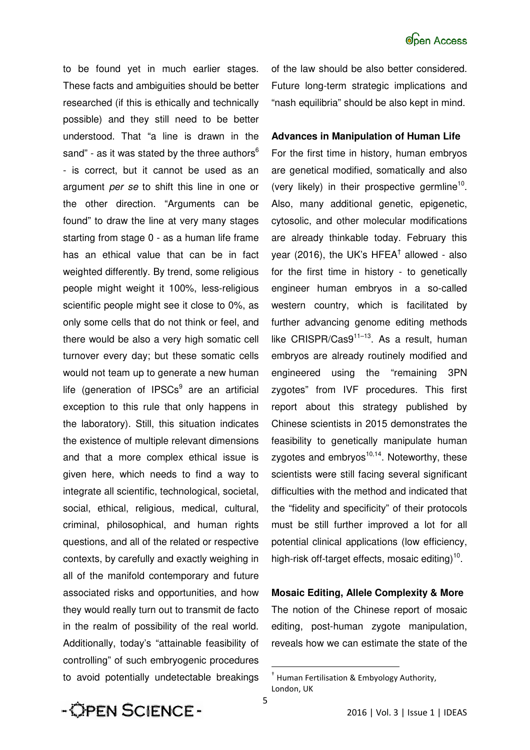to be found yet in much earlier stages. These facts and ambiguities should be better researched (if this is ethically and technically possible) and they still need to be better understood. That "a line is drawn in the sand" - as it was stated by the three authors[6] - is correct, but it cannot be used as an argument *per se* to shift this line in one or the other direction. "Arguments can be found" to draw the line at very many stages starting from stage 0 - as a human life frame has an ethical value that can be in fact weighted differently. By trend, some religious people might weight it 100%, less-religious scientific people might see it close to 0%, as only some cells that do not think or feel, and there would be also a very high somatic cell turnover every day; but these somatic cells would not team up to generate a new human life (generation of IPSCs[9] are an artificial exception to this rule that only happens in the laboratory). Still, this situation indicates the existence of multiple relevant dimensions and that a more complex ethical issue is given here, which needs to find a way to integrate all scientific, technological, societal, social, ethical, religious, medical, cultural, criminal, philosophical, and human rights questions, and all of the related or respective contexts, by carefully and exactly weighing in all of the manifold contemporary and future associated risks and opportunities, and how they would really turn out to transmit de facto in the realm of possibility of the real world. Additionally, today's "attainable feasibility of controlling" of such embryogenic procedures to avoid potentially undetectable breakings of the law should be also better considered. Future long-term strategic implications and "nash equilibria" should be also kept in mind.

**Advances in Manipulation of Human Life**

For the first time in history, human embryos are genetical modified, somatically and also (very likely) in their prospective germline[10]. Also, many additional genetic, epigenetic, cytosolic, and other molecular modifications are already thinkable today. February this year (2016), the UK's HFEA[†] allowed - also for the first time in history - to genetically engineer human embryos in a so-called western country, which is facilitated by further advancing genome editing methods like CRISPR/Cas9[11–13]. As a result, human embryos are already routinely modified and engineered using the "remaining 3PN zygotes" from IVF procedures. This first report about this strategy published by Chinese scientists in 2015 demonstrates the feasibility to genetically manipulate human zygotes and embryos[10,14]. Noteworthy, these scientists were still facing several significant difficulties with the method and indicated that the "fidelity and specificity" of their protocols must be still further improved a lot for all potential clinical applications (low efficiency, high-risk off-target effects, mosaic editing)[10].

**Mosaic Editing, Allele Complexity & More**

The notion of the Chinese report of mosaic editing, post-human zygote manipulation, reveals how we can estimate the state of the

[†] Human Fertilisation & Embyology Authority, London, UK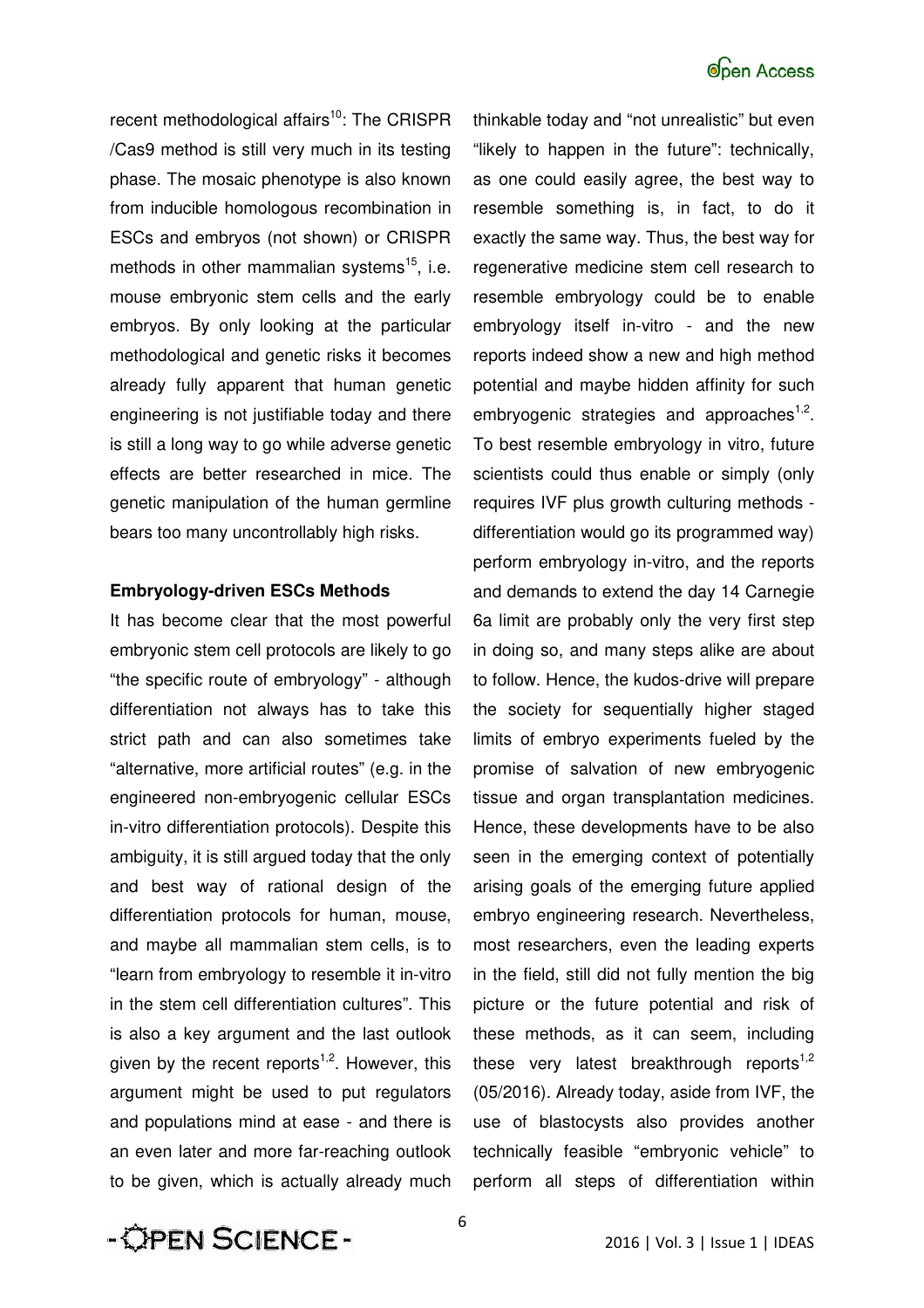recent methodological affairs[10]: The CRISPR /Cas9 method is still very much in its testing phase. The mosaic phenotype is also known from inducible homologous recombination in ESCs and embryos (not shown) or CRISPR methods in other mammalian systems[15], i.e. mouse embryonic stem cells and the early embryos. By only looking at the particular methodological and genetic risks it becomes already fully apparent that human genetic engineering is not justifiable today and there is still a long way to go while adverse genetic effects are better researched in mice. The genetic manipulation of the human germline bears too many uncontrollably high risks.

**Embryology-driven ESCs Methods**

It has become clear that the most powerful embryonic stem cell protocols are likely to go "the specific route of embryology" - although differentiation not always has to take this strict path and can also sometimes take "alternative, more artificial routes" (e.g. in the engineered non-embryogenic cellular ESCs in-vitro differentiation protocols). Despite this ambiguity, it is still argued today that the only and best way of rational design of the differentiation protocols for human, mouse, and maybe all mammalian stem cells, is to "learn from embryology to resemble it in-vitro in the stem cell differentiation cultures". This is also a key argument and the last outlook given by the recent reports[1,2]. However, this argument might be used to put regulators and populations mind at ease - and there is an even later and more far-reaching outlook to be given, which is actually already much thinkable today and "not unrealistic" but even "likely to happen in the future": technically, as one could easily agree, the best way to resemble something is, in fact, to do it exactly the same way. Thus, the best way for regenerative medicine stem cell research to resemble embryology could be to enable embryology itself in-vitro - and the new reports indeed show a new and high method potential and maybe hidden affinity for such embryogenic strategies and approaches[1,2]. To best resemble embryology in vitro, future scientists could thus enable or simply (only requires IVF plus growth culturing methods - differentiation would go its programmed way) perform embryology in-vitro, and the reports and demands to extend the day 14 Carnegie 6a limit are probably only the very first step in doing so, and many steps alike are about to follow. Hence, the kudos-drive will prepare the society for sequentially higher staged limits of embryo experiments fueled by the promise of salvation of new embryogenic tissue and organ transplantation medicines. Hence, these developments have to be also seen in the emerging context of potentially arising goals of the emerging future applied embryo engineering research. Nevertheless, most researchers, even the leading experts in the field, still did not fully mention the big picture or the future potential and risk of these methods, as it can seem, including these very latest breakthrough reports[1,2] (05/2016). Already today, aside from IVF, the use of blastocysts also provides another technically feasible "embryonic vehicle" to perform all steps of differentiation within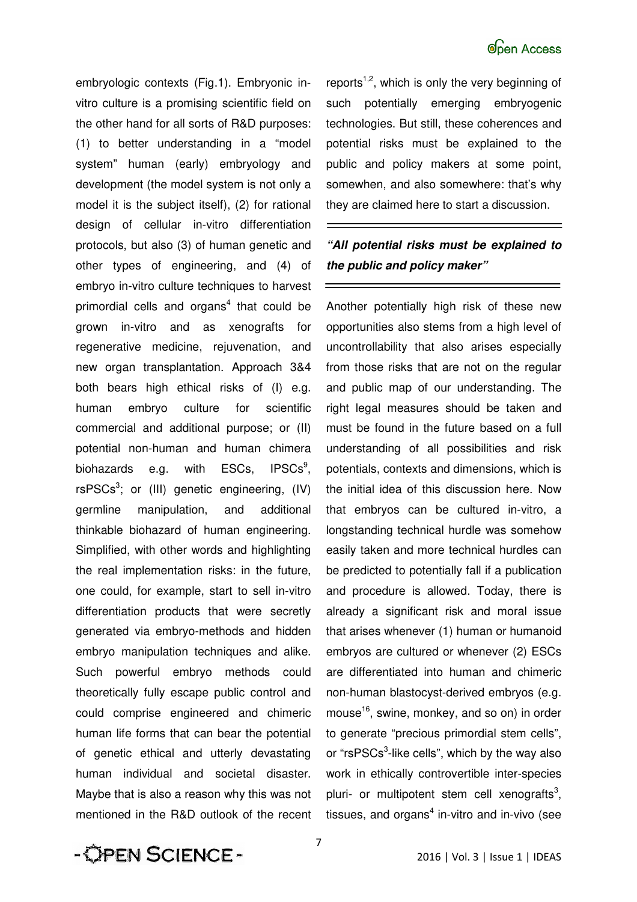embryologic contexts (Fig.1). Embryonic in-vitro culture is a promising scientific field on the other hand for all sorts of R&D purposes: (1) to better understanding in a "model system" human (early) embryology and development (the model system is not only a model it is the subject itself), (2) for rational design of cellular in-vitro differentiation protocols, but also (3) of human genetic and other types of engineering, and (4) of embryo in-vitro culture techniques to harvest primordial cells and organs[4] that could be grown in-vitro and as xenografts for regenerative medicine, rejuvenation, and new organ transplantation. Approach 3&4 both bears high ethical risks of (I) e.g. human embryo culture for scientific commercial and additional purpose; or (II) potential non-human and human chimera biohazards e.g. with ESCs, IPSCs[9], rsPSCs[3]; or (III) genetic engineering, (IV) germline manipulation, and additional thinkable biohazard of human engineering. Simplified, with other words and highlighting the real implementation risks: in the future, one could, for example, start to sell in-vitro differentiation products that were secretly generated via embryo-methods and hidden embryo manipulation techniques and alike. Such powerful embryo methods could theoretically fully escape public control and could comprise engineered and chimeric human life forms that can bear the potential of genetic ethical and utterly devastating human individual and societal disaster. Maybe that is also a reason why this was not mentioned in the R&D outlook of the recent reports[1,2], which is only the very beginning of such potentially emerging embryogenic technologies. But still, these coherences and potential risks must be explained to the public and policy makers at some point, somewhen, and also somewhere: that's why they are claimed here to start a discussion.

***"All potential risks must be explained to the public and policy maker"***

Another potentially high risk of these new opportunities also stems from a high level of uncontrollability that also arises especially from those risks that are not on the regular and public map of our understanding. The right legal measures should be taken and must be found in the future based on a full understanding of all possibilities and risk potentials, contexts and dimensions, which is the initial idea of this discussion here. Now that embryos can be cultured in-vitro, a longstanding technical hurdle was somehow easily taken and more technical hurdles can be predicted to potentially fall if a publication and procedure is allowed. Today, there is already a significant risk and moral issue that arises whenever (1) human or humanoid embryos are cultured or whenever (2) ESCs are differentiated into human and chimeric non-human blastocyst-derived embryos (e.g. mouse[16], swine, monkey, and so on) in order to generate "precious primordial stem cells", or "rsPSCs[3]-like cells", which by the way also work in ethically controvertible inter-species pluri- or multipotent stem cell xenografts[3], tissues, and organs[4] in-vitro and in-vivo (see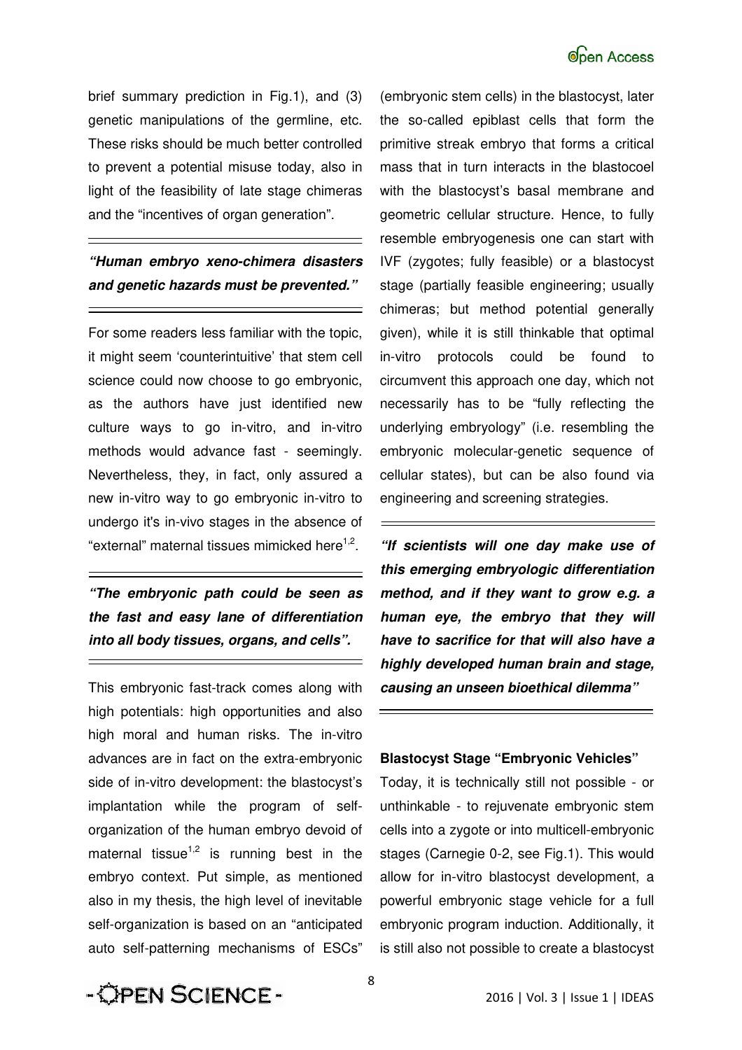brief summary prediction in Fig.1), and (3) genetic manipulations of the germline, etc. These risks should be much better controlled to prevent a potential misuse today, also in light of the feasibility of late stage chimeras and the "incentives of organ generation".

***"Human embryo xeno-chimera disasters and genetic hazards must be prevented."***

For some readers less familiar with the topic, it might seem 'counterintuitive' that stem cell science could now choose to go embryonic, as the authors have just identified new culture ways to go in-vitro, and in-vitro methods would advance fast - seemingly. Nevertheless, they, in fact, only assured a new in-vitro way to go embryonic in-vitro to undergo it's in-vivo stages in the absence of "external" maternal tissues mimicked here[1,2].

***"The embryonic path could be seen as the fast and easy lane of differentiation into all body tissues, organs, and cells".***

This embryonic fast-track comes along with high potentials: high opportunities and also high moral and human risks. The in-vitro advances are in fact on the extra-embryonic side of in-vitro development: the blastocyst's implantation while the program of self-organization of the human embryo devoid of maternal tissue[1,2] is running best in the embryo context. Put simple, as mentioned also in my thesis, the high level of inevitable self-organization is based on an "anticipated auto self-patterning mechanisms of ESCs" (embryonic stem cells) in the blastocyst, later the so-called epiblast cells that form the primitive streak embryo that forms a critical mass that in turn interacts in the blastocoel with the blastocyst's basal membrane and geometric cellular structure. Hence, to fully resemble embryogenesis one can start with IVF (zygotes; fully feasible) or a blastocyst stage (partially feasible engineering; usually chimeras; but method potential generally given), while it is still thinkable that optimal in-vitro protocols could be found to circumvent this approach one day, which not necessarily has to be "fully reflecting the underlying embryology" (i.e. resembling the embryonic molecular-genetic sequence of cellular states), but can be also found via engineering and screening strategies.

***"If scientists will one day make use of this emerging embryologic differentiation method, and if they want to grow e.g. a human eye, the embryo that they will have to sacrifice for that will also have a highly developed human brain and stage, causing an unseen bioethical dilemma"***

**Blastocyst Stage "Embryonic Vehicles"**

Today, it is technically still not possible - or unthinkable - to rejuvenate embryonic stem cells into a zygote or into multicell-embryonic stages (Carnegie 0-2, see Fig.1). This would allow for in-vitro blastocyst development, a powerful embryonic stage vehicle for a full embryonic program induction. Additionally, it is still also not possible to create a blastocyst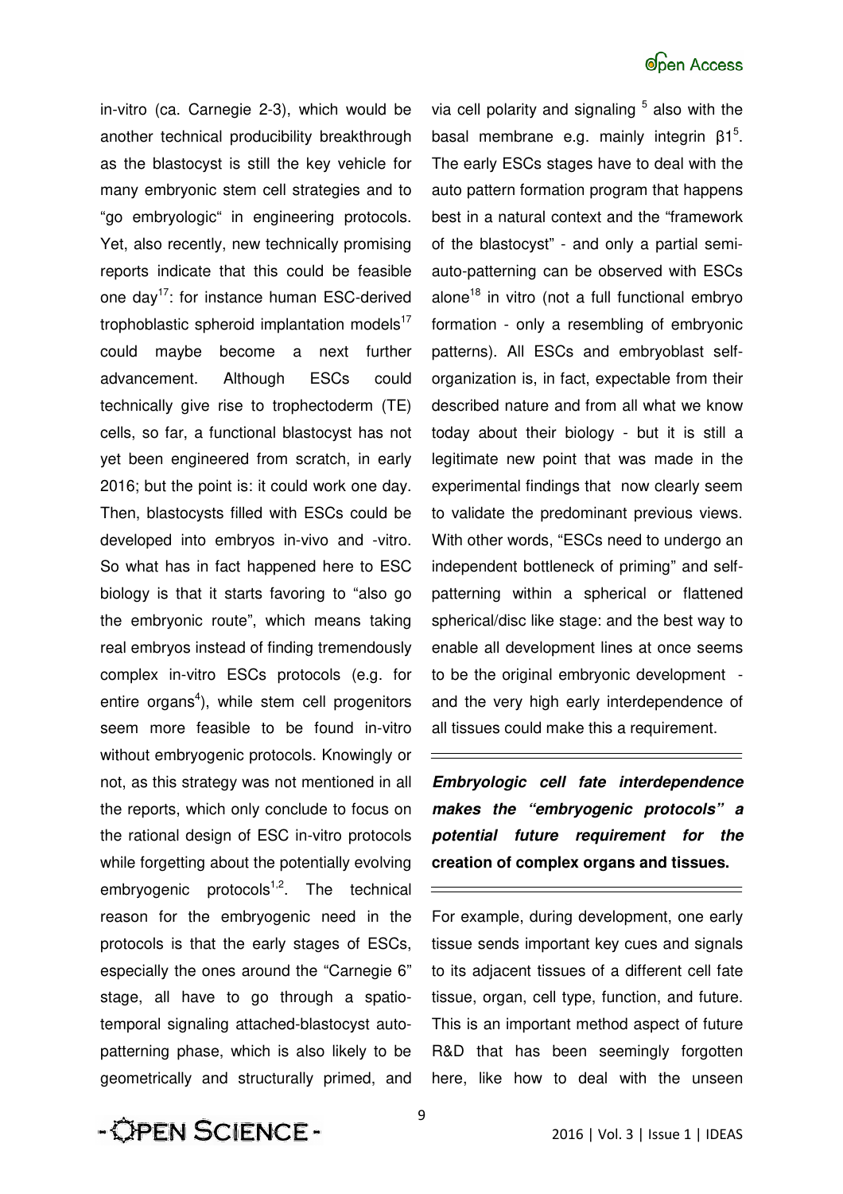in-vitro (ca. Carnegie 2-3), which would be another technical producibility breakthrough as the blastocyst is still the key vehicle for many embryonic stem cell strategies and to "go embryologic" in engineering protocols. Yet, also recently, new technically promising reports indicate that this could be feasible one day[17]: for instance human ESC-derived trophoblastic spheroid implantation models[17] could maybe become a next further advancement. Although ESCs could technically give rise to trophectoderm (TE) cells, so far, a functional blastocyst has not yet been engineered from scratch, in early 2016; but the point is: it could work one day. Then, blastocysts filled with ESCs could be developed into embryos in-vivo and -vitro. So what has in fact happened here to ESC biology is that it starts favoring to "also go the embryonic route", which means taking real embryos instead of finding tremendously complex in-vitro ESCs protocols (e.g. for entire organs[4]), while stem cell progenitors seem more feasible to be found in-vitro without embryogenic protocols. Knowingly or not, as this strategy was not mentioned in all the reports, which only conclude to focus on the rational design of ESC in-vitro protocols while forgetting about the potentially evolving embryogenic protocols[1,2]. The technical reason for the embryogenic need in the protocols is that the early stages of ESCs, especially the ones around the "Carnegie 6" stage, all have to go through a spatio-temporal signaling attached-blastocyst auto-patterning phase, which is also likely to be geometrically and structurally primed, and via cell polarity and signaling [5] also with the basal membrane e.g. mainly integrin β1[5]. The early ESCs stages have to deal with the auto pattern formation program that happens best in a natural context and the "framework of the blastocyst" - and only a partial semi-auto-patterning can be observed with ESCs alone[18] in vitro (not a full functional embryo formation - only a resembling of embryonic patterns). All ESCs and embryoblast self-organization is, in fact, expectable from their described nature and from all what we know today about their biology - but it is still a legitimate new point that was made in the experimental findings that now clearly seem to validate the predominant previous views. With other words, "ESCs need to undergo an independent bottleneck of priming" and self-patterning within a spherical or flattened spherical/disc like stage: and the best way to enable all development lines at once seems to be the original embryonic development - and the very high early interdependence of all tissues could make this a requirement.

**_Embryologic cell fate interdependence makes the "embryogenic protocols" a potential future requirement for the_ creation of complex organs and tissues.**

For example, during development, one early tissue sends important key cues and signals to its adjacent tissues of a different cell fate tissue, organ, cell type, function, and future. This is an important method aspect of future R&D that has been seemingly forgotten here, like how to deal with the unseen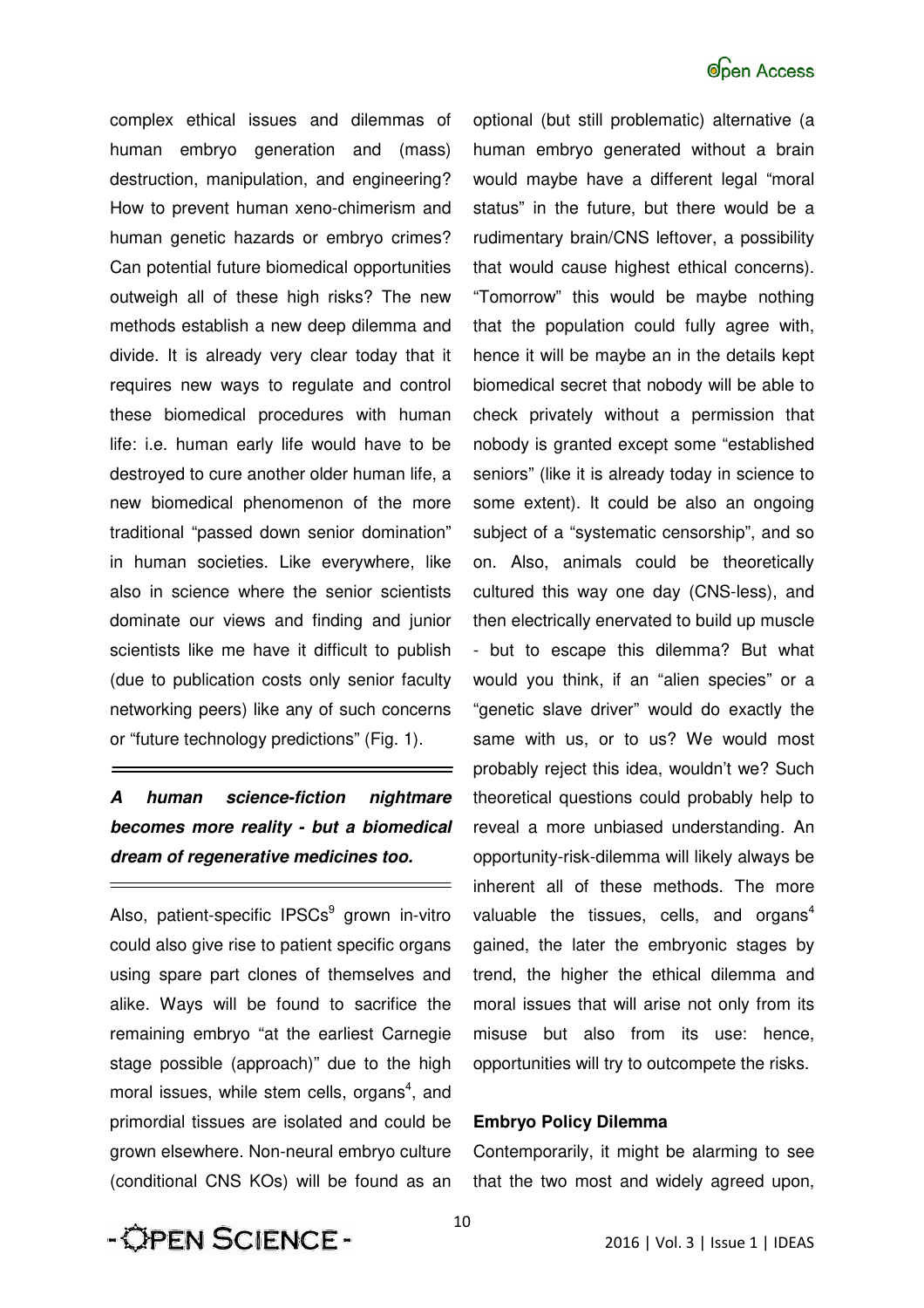complex ethical issues and dilemmas of human embryo generation and (mass) destruction, manipulation, and engineering? How to prevent human xeno-chimerism and human genetic hazards or embryo crimes? Can potential future biomedical opportunities outweigh all of these high risks? The new methods establish a new deep dilemma and divide. It is already very clear today that it requires new ways to regulate and control these biomedical procedures with human life: i.e. human early life would have to be destroyed to cure another older human life, a new biomedical phenomenon of the more traditional "passed down senior domination" in human societies. Like everywhere, like also in science where the senior scientists dominate our views and finding and junior scientists like me have it difficult to publish (due to publication costs only senior faculty networking peers) like any of such concerns or "future technology predictions" (Fig. 1).

## *A human science-fiction nightmare becomes more reality - but a biomedical dream of regenerative medicines too.*

Also, patient-specific IPSCs[9] grown in-vitro could also give rise to patient specific organs using spare part clones of themselves and alike. Ways will be found to sacrifice the remaining embryo "at the earliest Carnegie stage possible (approach)" due to the high moral issues, while stem cells, organs[4], and primordial tissues are isolated and could be grown elsewhere. Non-neural embryo culture (conditional CNS KOs) will be found as an optional (but still problematic) alternative (a human embryo generated without a brain would maybe have a different legal "moral status" in the future, but there would be a rudimentary brain/CNS leftover, a possibility that would cause highest ethical concerns). "Tomorrow" this would be maybe nothing that the population could fully agree with, hence it will be maybe an in the details kept biomedical secret that nobody will be able to check privately without a permission that nobody is granted except some "established seniors" (like it is already today in science to some extent). It could be also an ongoing subject of a "systematic censorship", and so on. Also, animals could be theoretically cultured this way one day (CNS-less), and then electrically enervated to build up muscle - but to escape this dilemma? But what would you think, if an "alien species" or a "genetic slave driver" would do exactly the same with us, or to us? We would most probably reject this idea, wouldn't we? Such theoretical questions could probably help to reveal a more unbiased understanding. An opportunity-risk-dilemma will likely always be inherent all of these methods. The more valuable the tissues, cells, and organs[4] gained, the later the embryonic stages by trend, the higher the ethical dilemma and moral issues that will arise not only from its misuse but also from its use: hence, opportunities will try to outcompete the risks.

**Embryo Policy Dilemma**

Contemporarily, it might be alarming to see that the two most and widely agreed upon,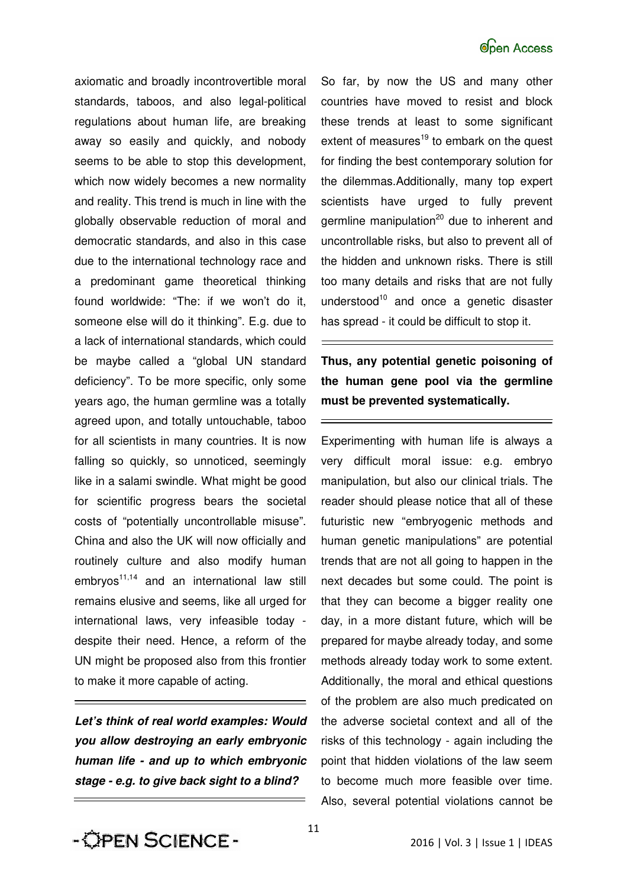axiomatic and broadly incontrovertible moral standards, taboos, and also legal-political regulations about human life, are breaking away so easily and quickly, and nobody seems to be able to stop this development, which now widely becomes a new normality and reality. This trend is much in line with the globally observable reduction of moral and democratic standards, and also in this case due to the international technology race and a predominant game theoretical thinking found worldwide: "The: if we won't do it, someone else will do it thinking". E.g. due to a lack of international standards, which could be maybe called a "global UN standard deficiency". To be more specific, only some years ago, the human germline was a totally agreed upon, and totally untouchable, taboo for all scientists in many countries. It is now falling so quickly, so unnoticed, seemingly like in a salami swindle. What might be good for scientific progress bears the societal costs of "potentially uncontrollable misuse". China and also the UK will now officially and routinely culture and also modify human embryos[11,14] and an international law still remains elusive and seems, like all urged for international laws, very infeasible today - despite their need. Hence, a reform of the UN might be proposed also from this frontier to make it more capable of acting.

***Let's think of real world examples: Would you allow destroying an early embryonic human life - and up to which embryonic stage - e.g. to give back sight to a blind?***

So far, by now the US and many other countries have moved to resist and block these trends at least to some significant extent of measures[19] to embark on the quest for finding the best contemporary solution for the dilemmas.Additionally, many top expert scientists have urged to fully prevent germline manipulation[20] due to inherent and uncontrollable risks, but also to prevent all of the hidden and unknown risks. There is still too many details and risks that are not fully understood[10] and once a genetic disaster has spread - it could be difficult to stop it.

**Thus, any potential genetic poisoning of the human gene pool via the germline must be prevented systematically.**

Experimenting with human life is always a very difficult moral issue: e.g. embryo manipulation, but also our clinical trials. The reader should please notice that all of these futuristic new "embryogenic methods and human genetic manipulations" are potential trends that are not all going to happen in the next decades but some could. The point is that they can become a bigger reality one day, in a more distant future, which will be prepared for maybe already today, and some methods already today work to some extent. Additionally, the moral and ethical questions of the problem are also much predicated on the adverse societal context and all of the risks of this technology - again including the point that hidden violations of the law seem to become much more feasible over time. Also, several potential violations cannot be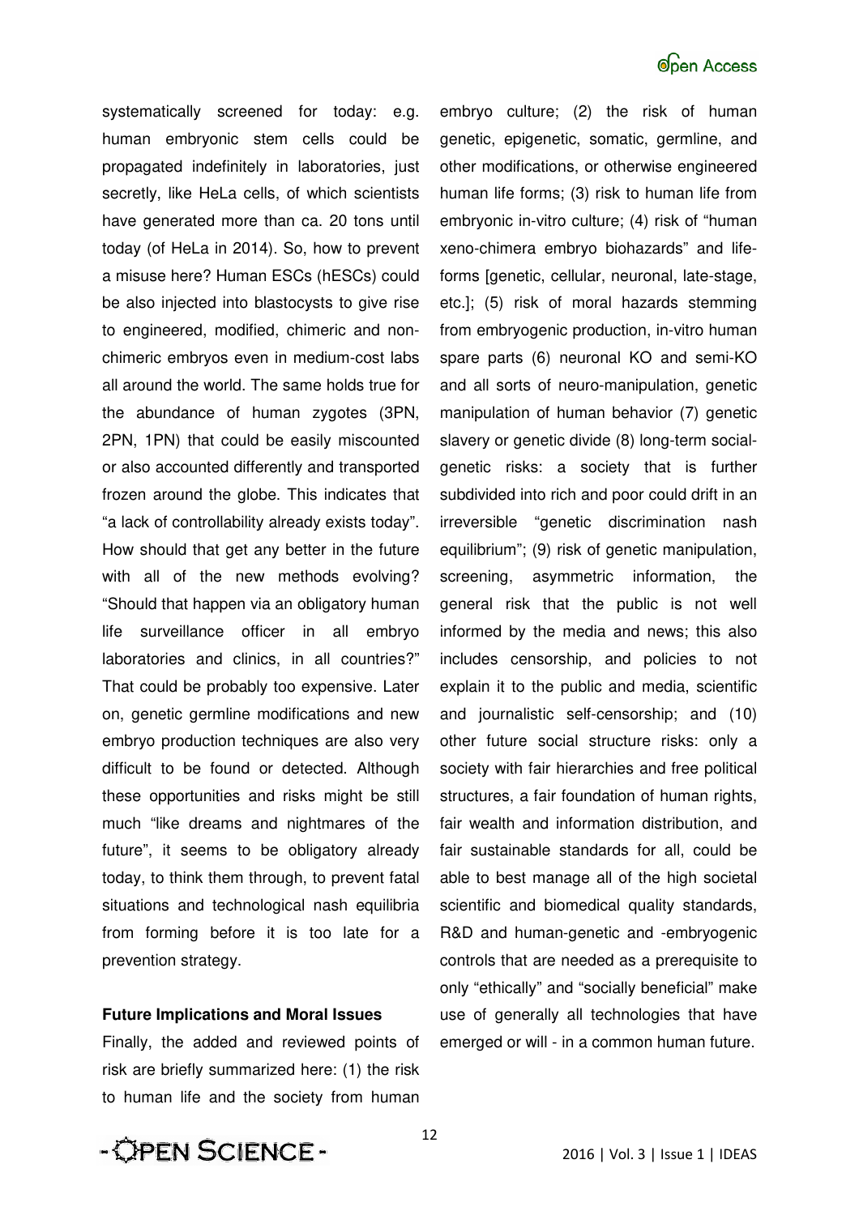systematically screened for today: e.g. human embryonic stem cells could be propagated indefinitely in laboratories, just secretly, like HeLa cells, of which scientists have generated more than ca. 20 tons until today (of HeLa in 2014). So, how to prevent a misuse here? Human ESCs (hESCs) could be also injected into blastocysts to give rise to engineered, modified, chimeric and non-chimeric embryos even in medium-cost labs all around the world. The same holds true for the abundance of human zygotes (3PN, 2PN, 1PN) that could be easily miscounted or also accounted differently and transported frozen around the globe. This indicates that "a lack of controllability already exists today". How should that get any better in the future with all of the new methods evolving? "Should that happen via an obligatory human life surveillance officer in all embryo laboratories and clinics, in all countries?" That could be probably too expensive. Later on, genetic germline modifications and new embryo production techniques are also very difficult to be found or detected. Although these opportunities and risks might be still much "like dreams and nightmares of the future", it seems to be obligatory already today, to think them through, to prevent fatal situations and technological nash equilibria from forming before it is too late for a prevention strategy.

**Future Implications and Moral Issues**

Finally, the added and reviewed points of risk are briefly summarized here: (1) the risk to human life and the society from human embryo culture; (2) the risk of human genetic, epigenetic, somatic, germline, and other modifications, or otherwise engineered human life forms; (3) risk to human life from embryonic in-vitro culture; (4) risk of "human xeno-chimera embryo biohazards" and life-forms [genetic, cellular, neuronal, late-stage, etc.]; (5) risk of moral hazards stemming from embryogenic production, in-vitro human spare parts (6) neuronal KO and semi-KO and all sorts of neuro-manipulation, genetic manipulation of human behavior (7) genetic slavery or genetic divide (8) long-term social-genetic risks: a society that is further subdivided into rich and poor could drift in an irreversible "genetic discrimination nash equilibrium"; (9) risk of genetic manipulation, screening, asymmetric information, the general risk that the public is not well informed by the media and news; this also includes censorship, and policies to not explain it to the public and media, scientific and journalistic self-censorship; and (10) other future social structure risks: only a society with fair hierarchies and free political structures, a fair foundation of human rights, fair wealth and information distribution, and fair sustainable standards for all, could be able to best manage all of the high societal scientific and biomedical quality standards, R&D and human-genetic and -embryogenic controls that are needed as a prerequisite to only "ethically" and "socially beneficial" make use of generally all technologies that have emerged or will - in a common human future.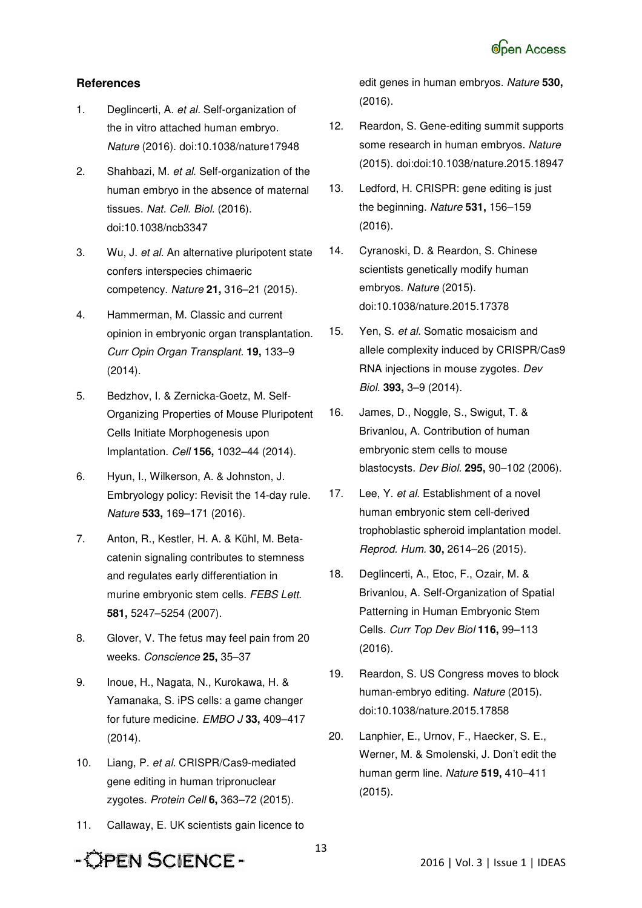### References

1. Deglincerti, A. *et al.* Self-organization of the in vitro attached human embryo. *Nature* (2016). doi:10.1038/nature17948
2. Shahbazi, M. *et al.* Self-organization of the human embryo in the absence of maternal tissues. *Nat. Cell. Biol.* (2016). doi:10.1038/ncb3347
3. Wu, J. *et al.* An alternative pluripotent state confers interspecies chimaeric competency. *Nature* **21,** 316–21 (2015).
4. Hammerman, M. Classic and current opinion in embryonic organ transplantation. *Curr Opin Organ Transplant.* **19,** 133–9 (2014).
5. Bedzhov, I. & Zernicka-Goetz, M. Self-Organizing Properties of Mouse Pluripotent Cells Initiate Morphogenesis upon Implantation. *Cell* **156,** 1032–44 (2014).
6. Hyun, I., Wilkerson, A. & Johnston, J. Embryology policy: Revisit the 14-day rule. *Nature* **533,** 169–171 (2016).
7. Anton, R., Kestler, H. A. & Kühl, M. Beta-catenin signaling contributes to stemness and regulates early differentiation in murine embryonic stem cells. *FEBS Lett.* **581,** 5247–5254 (2007).
8. Glover, V. The fetus may feel pain from 20 weeks. *Conscience* **25,** 35–37
9. Inoue, H., Nagata, N., Kurokawa, H. & Yamanaka, S. iPS cells: a game changer for future medicine. *EMBO J* **33,** 409–417 (2014).
10. Liang, P. *et al.* CRISPR/Cas9-mediated gene editing in human tripronuclear zygotes. *Protein Cell* **6,** 363–72 (2015).
11. Callaway, E. UK scientists gain licence to edit genes in human embryos. *Nature* **530,** (2016).
12. Reardon, S. Gene-editing summit supports some research in human embryos. *Nature* (2015). doi:doi:10.1038/nature.2015.18947
13. Ledford, H. CRISPR: gene editing is just the beginning. *Nature* **531,** 156–159 (2016).
14. Cyranoski, D. & Reardon, S. Chinese scientists genetically modify human embryos. *Nature* (2015). doi:10.1038/nature.2015.17378
15. Yen, S. *et al.* Somatic mosaicism and allele complexity induced by CRISPR/Cas9 RNA injections in mouse zygotes. *Dev Biol.* **393,** 3–9 (2014).
16. James, D., Noggle, S., Swigut, T. & Brivanlou, A. Contribution of human embryonic stem cells to mouse blastocysts. *Dev Biol.* **295,** 90–102 (2006).
17. Lee, Y. *et al.* Establishment of a novel human embryonic stem cell-derived trophoblastic spheroid implantation model. *Reprod. Hum.* **30,** 2614–26 (2015).
18. Deglincerti, A., Etoc, F., Ozair, M. & Brivanlou, A. Self-Organization of Spatial Patterning in Human Embryonic Stem Cells. *Curr Top Dev Biol* **116,** 99–113 (2016).
19. Reardon, S. US Congress moves to block human-embryo editing. *Nature* (2015). doi:10.1038/nature.2015.17858
20. Lanphier, E., Urnov, F., Haecker, S. E., Werner, M. & Smolenski, J. Don't edit the human germ line. *Nature* **519,** 410–411 (2015).